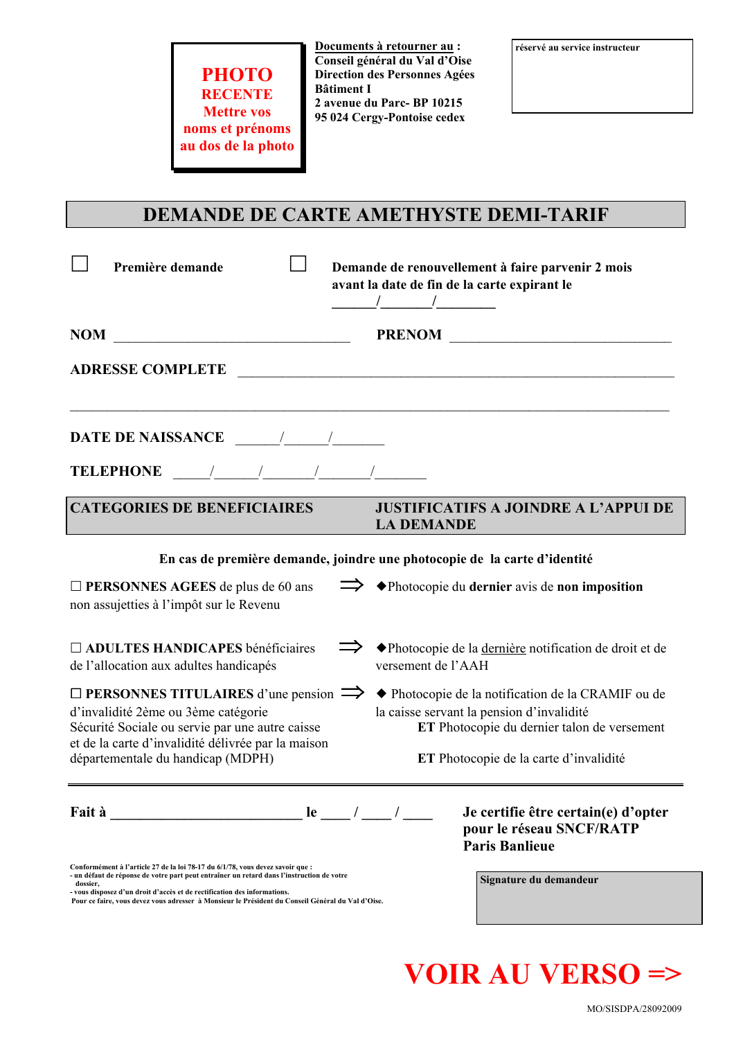**PHOTO RECENTE**
**Mettre vos noms et prénoms au dos de la photo**

**Documents à retourner au :**
**Conseil général du Val d'Oise**
**Direction des Personnes Agées**
**Bâtiment I**
**2 avenue du Parc- BP 10215**
**95 024 Cergy-Pontoise cedex**

**réservé au service instructeur**

# DEMANDE DE CARTE AMETHYSTE DEMI-TARIF

☐ **Première demande**

☐ **Demande de renouvellement à faire parvenir 2 mois avant la date de fin de la carte expirant le** ______/_______/________

**NOM** _________________________________ **PRENOM** _______________________________

**ADRESSE COMPLETE** ______________________________________________________________

_________________________________________________________________________________

**DATE DE NAISSANCE** ______/______/_______

**TELEPHONE** _____/______/_______/_______/_______

| CATEGORIES DE BENEFICIAIRES | | JUSTIFICATIFS A JOINDRE A L'APPUI DE LA DEMANDE |
|---|---|---|

**En cas de première demande, joindre une photocopie de la carte d'identité**

| | | |
|---|---|---|
| ☐ **PERSONNES AGEES** de plus de 60 ans non assujetties à l'impôt sur le Revenu | ⇒ | ◆Photocopie du **dernier** avis de **non imposition** |
| ☐ **ADULTES HANDICAPES** bénéficiaires de l'allocation aux adultes handicapés | ⇒ | ◆Photocopie de la dernière notification de droit et de versement de l'AAH |
| ☐ **PERSONNES TITULAIRES** d'une pension d'invalidité 2ème ou 3ème catégorie Sécurité Sociale ou servie par une autre caisse et de la carte d'invalidité délivrée par la maison départementale du handicap (MDPH) | ⇒ | ◆ Photocopie de la notification de la CRAMIF ou de la caisse servant la pension d'invalidité<br>**ET** Photocopie du dernier talon de versement<br>**ET** Photocopie de la carte d'invalidité |

**Fait à** ___________________________ **le** ____ / ____ / ____

**Je certifie être certain(e) d'opter pour le réseau SNCF/RATP Paris Banlieue**

Conformément à l'article 27 de la loi 78-17 du 6/1/78, vous devez savoir que :
- un défaut de réponse de votre part peut entraîner un retard dans l'instruction de votre dossier,
- vous disposez d'un droit d'accès et de rectification des informations.
Pour ce faire, vous devez vous adresser à Monsieur le Président du Conseil Général du Val d'Oise.

**Signature du demandeur**

**VOIR AU VERSO =>**

MO/SISDPA/28092009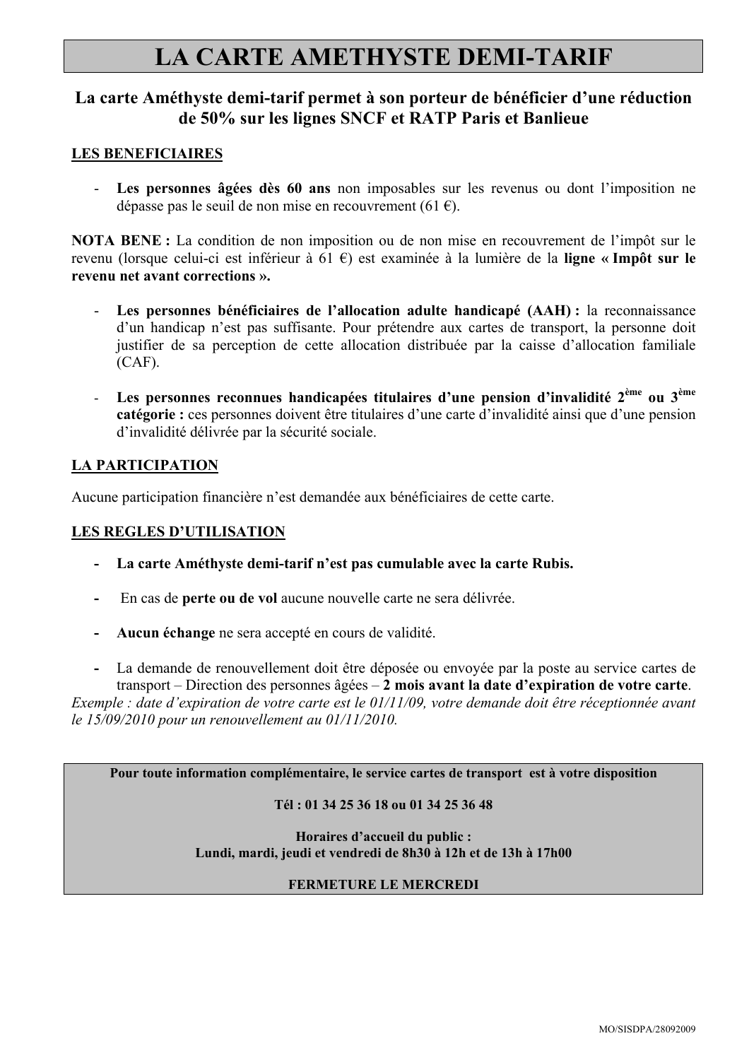# LA CARTE AMETHYSTE DEMI-TARIF

**La carte Améthyste demi-tarif permet à son porteur de bénéficier d'une réduction de 50% sur les lignes SNCF et RATP Paris et Banlieue**

**LES BENEFICIAIRES**

- **Les personnes âgées dès 60 ans** non imposables sur les revenus ou dont l'imposition ne dépasse pas le seuil de non mise en recouvrement (61 €).

**NOTA BENE :** La condition de non imposition ou de non mise en recouvrement de l'impôt sur le revenu (lorsque celui-ci est inférieur à 61 €) est examinée à la lumière de la **ligne « Impôt sur le revenu net avant corrections ».**

- **Les personnes bénéficiaires de l'allocation adulte handicapé (AAH) :** la reconnaissance d'un handicap n'est pas suffisante. Pour prétendre aux cartes de transport, la personne doit justifier de sa perception de cette allocation distribuée par la caisse d'allocation familiale (CAF).

- **Les personnes reconnues handicapées titulaires d'une pension d'invalidité 2ème ou 3ème catégorie :** ces personnes doivent être titulaires d'une carte d'invalidité ainsi que d'une pension d'invalidité délivrée par la sécurité sociale.

**LA PARTICIPATION**

Aucune participation financière n'est demandée aux bénéficiaires de cette carte.

**LES REGLES D'UTILISATION**

- **La carte Améthyste demi-tarif n'est pas cumulable avec la carte Rubis.**
- En cas de **perte ou de vol** aucune nouvelle carte ne sera délivrée.
- **Aucun échange** ne sera accepté en cours de validité.
- La demande de renouvellement doit être déposée ou envoyée par la poste au service cartes de transport – Direction des personnes âgées – **2 mois avant la date d'expiration de votre carte**.

*Exemple : date d'expiration de votre carte est le 01/11/09, votre demande doit être réceptionnée avant le 15/09/2010 pour un renouvellement au 01/11/2010.*

**Pour toute information complémentaire, le service cartes de transport est à votre disposition**

**Tél : 01 34 25 36 18 ou 01 34 25 36 48**

**Horaires d'accueil du public :**
**Lundi, mardi, jeudi et vendredi de 8h30 à 12h et de 13h à 17h00**

**FERMETURE LE MERCREDI**

MO/SISDPA/28092009